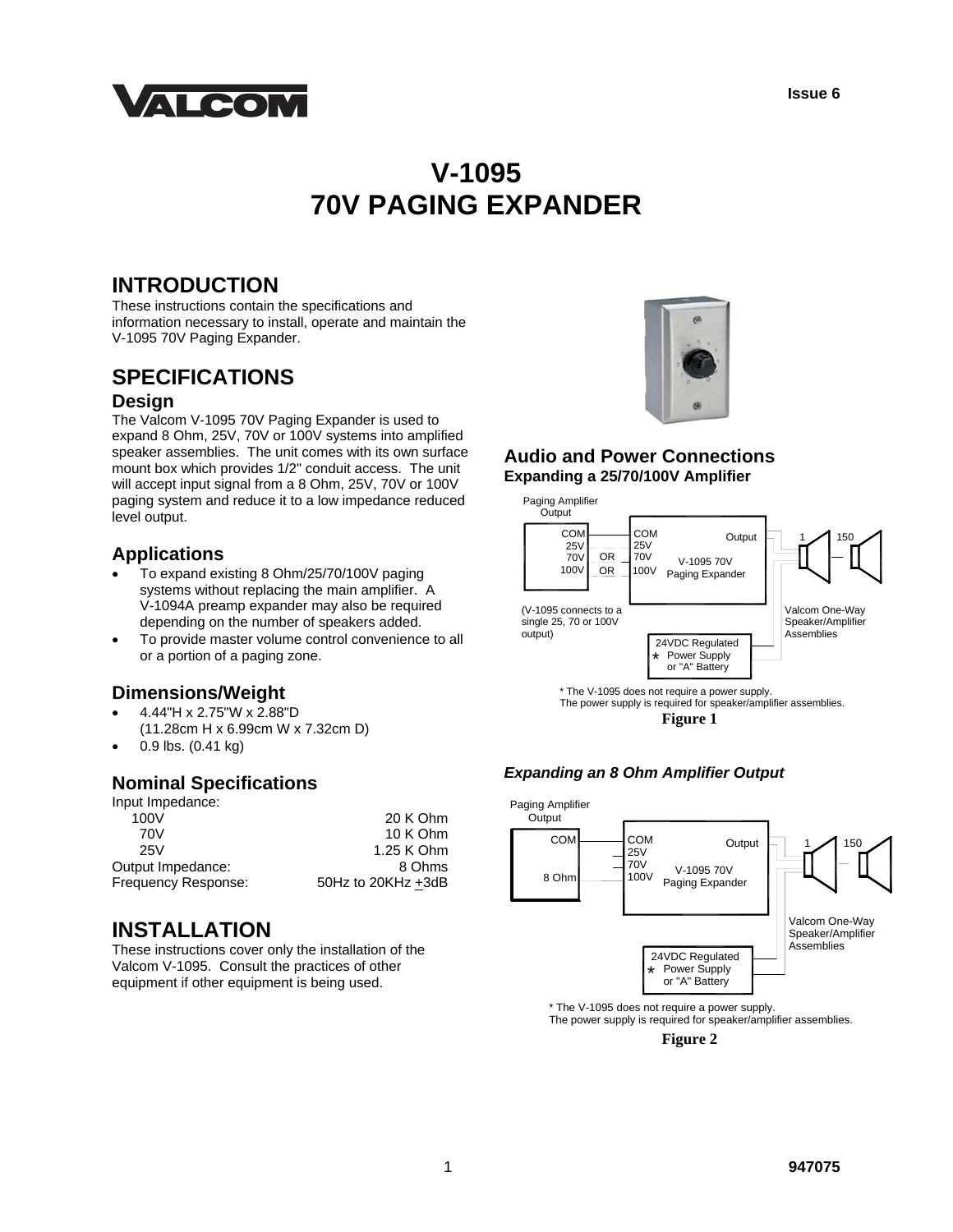# V-1095
# 70V PAGING EXPANDER

Issue 6

## INTRODUCTION

These instructions contain the specifications and information necessary to install, operate and maintain the V-1095 70V Paging Expander.

## SPECIFICATIONS

### Design

The Valcom V-1095 70V Paging Expander is used to expand 8 Ohm, 25V, 70V or 100V systems into amplified speaker assemblies. The unit comes with its own surface mount box which provides 1/2" conduit access. The unit will accept input signal from a 8 Ohm, 25V, 70V or 100V paging system and reduce it to a low impedance reduced level output.

### Applications

- To expand existing 8 Ohm/25/70/100V paging systems without replacing the main amplifier. A V-1094A preamp expander may also be required depending on the number of speakers added.
- To provide master volume control convenience to all or a portion of a paging zone.

### Dimensions/Weight

- 4.44"H x 2.75"W x 2.88"D (11.28cm H x 6.99cm W x 7.32cm D)
- 0.9 lbs. (0.41 kg)

### Nominal Specifications

| | |
|---|---|
| Input Impedance: | |
| 100V | 20 K Ohm |
| 70V | 10 K Ohm |
| 25V | 1.25 K Ohm |
| Output Impedance: | 8 Ohms |
| Frequency Response: | 50Hz to 20KHz ±3dB |

## INSTALLATION

These instructions cover only the installation of the Valcom V-1095. Consult the practices of other equipment if other equipment is being used.

### Audio and Power Connections

**Expanding a 25/70/100V Amplifier**

Paging Amplifier Output: COM, 25V, 70V, 100V — connects (OR) to V-1095 70V Paging Expander: COM, 25V, 70V, 100V; Output to Valcom One-Way Speaker/Amplifier Assemblies (1 ... 150); 24VDC Regulated Power Supply or "A" Battery *

(V-1095 connects to a single 25, 70 or 100V output)

\* The V-1095 does not require a power supply.
The power supply is required for speaker/amplifier assemblies.

**Figure 1**

***Expanding an 8 Ohm Amplifier Output***

Paging Amplifier Output: COM, 8 Ohm — V-1095 70V Paging Expander: COM, 25V, 70V, 100V; Output to Valcom One-Way Speaker/Amplifier Assemblies (1 ... 150); 24VDC Regulated Power Supply or "A" Battery *

\* The V-1095 does not require a power supply.
The power supply is required for speaker/amplifier assemblies.

**Figure 2**

947075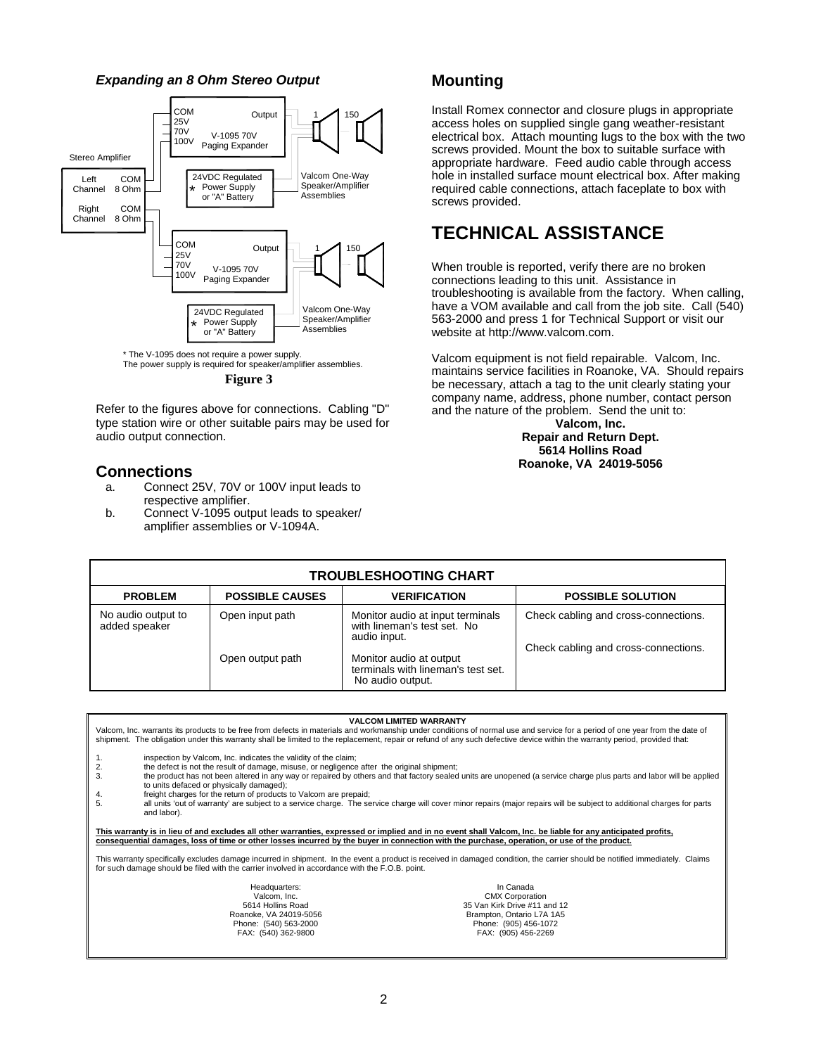### *Expanding an 8 Ohm Stereo Output*

Stereo Amplifier

Left Channel COM 8 Ohm

Right Channel COM 8 Ohm

COM 25V 70V 100V Output V-1095 70V Paging Expander

1 150

24VDC Regulated * Power Supply or "A" Battery

Valcom One-Way Speaker/Amplifier Assemblies

COM 25V 70V 100V Output V-1095 70V Paging Expander

1 150

24VDC Regulated * Power Supply or "A" Battery

Valcom One-Way Speaker/Amplifier Assemblies

* The V-1095 does not require a power supply.
The power supply is required for speaker/amplifier assemblies.

**Figure 3**

Refer to the figures above for connections. Cabling "D" type station wire or other suitable pairs may be used for audio output connection.

## Connections

a. Connect 25V, 70V or 100V input leads to respective amplifier.
b. Connect V-1095 output leads to speaker/ amplifier assemblies or V-1094A.

## Mounting

Install Romex connector and closure plugs in appropriate access holes on supplied single gang weather-resistant electrical box. Attach mounting lugs to the box with the two screws provided. Mount the box to suitable surface with appropriate hardware. Feed audio cable through access hole in installed surface mount electrical box. After making required cable connections, attach faceplate to box with screws provided.

# TECHNICAL ASSISTANCE

When trouble is reported, verify there are no broken connections leading to this unit. Assistance in troubleshooting is available from the factory. When calling, have a VOM available and call from the job site. Call (540) 563-2000 and press 1 for Technical Support or visit our website at http://www.valcom.com.

Valcom equipment is not field repairable. Valcom, Inc. maintains service facilities in Roanoke, VA. Should repairs be necessary, attach a tag to the unit clearly stating your company name, address, phone number, contact person and the nature of the problem. Send the unit to:

**Valcom, Inc.**
**Repair and Return Dept.**
**5614 Hollins Road**
**Roanoke, VA 24019-5056**

**TROUBLESHOOTING CHART**

| PROBLEM | POSSIBLE CAUSES | VERIFICATION | POSSIBLE SOLUTION |
|---|---|---|---|
| No audio output to added speaker | Open input path | Monitor audio at input terminals with lineman's test set. No audio input. | Check cabling and cross-connections. |
| | Open output path | Monitor audio at output terminals with lineman's test set. No audio output. | Check cabling and cross-connections. |

**VALCOM LIMITED WARRANTY**

Valcom, Inc. warrants its products to be free from defects in materials and workmanship under conditions of normal use and service for a period of one year from the date of shipment. The obligation under this warranty shall be limited to the replacement, repair or refund of any such defective device within the warranty period, provided that:

1. inspection by Valcom, Inc. indicates the validity of the claim;
2. the defect is not the result of damage, misuse, or negligence after the original shipment;
3. the product has not been altered in any way or repaired by others and that factory sealed units are unopened (a service charge plus parts and labor will be applied to units defaced or physically damaged);
4. freight charges for the return of products to Valcom are prepaid;
5. all units 'out of warranty' are subject to a service charge. The service charge will cover minor repairs (major repairs will be subject to additional charges for parts and labor).

**This warranty is in lieu of and excludes all other warranties, expressed or implied and in no event shall Valcom, Inc. be liable for any anticipated profits, consequential damages, loss of time or other losses incurred by the buyer in connection with the purchase, operation, or use of the product.**

This warranty specifically excludes damage incurred in shipment. In the event a product is received in damaged condition, the carrier should be notified immediately. Claims for such damage should be filed with the carrier involved in accordance with the F.O.B. point.

Headquarters:
Valcom, Inc.
5614 Hollins Road
Roanoke, VA 24019-5056
Phone: (540) 563-2000
FAX: (540) 362-9800

In Canada
CMX Corporation
35 Van Kirk Drive #11 and 12
Brampton, Ontario L7A 1A5
Phone: (905) 456-1072
FAX: (905) 456-2269